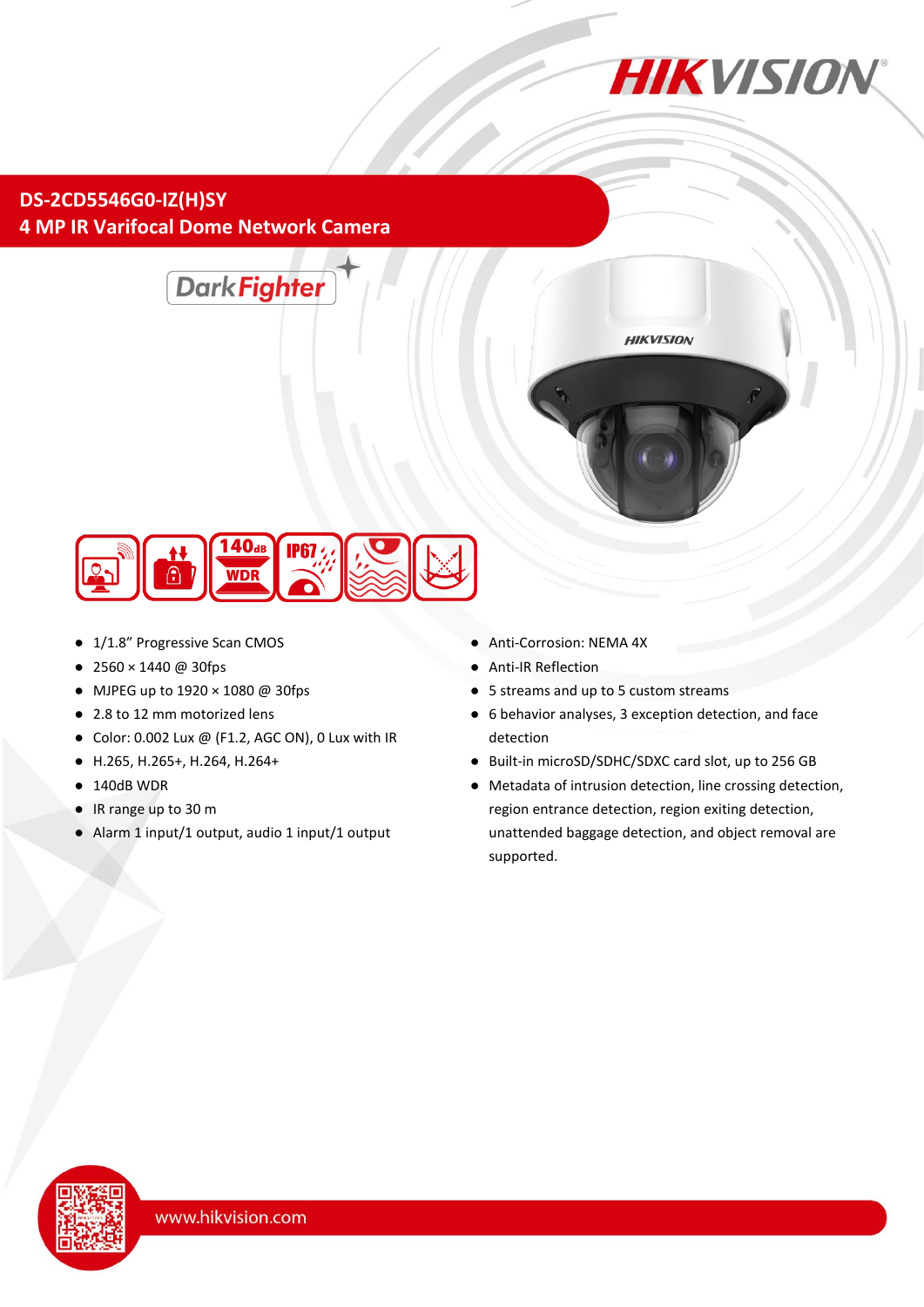# DS-2CD5546G0-IZ(H)SY

## 4 MP IR Varifocal Dome Network Camera

DarkFighter

- 1/1.8" Progressive Scan CMOS
- 2560 × 1440 @ 30fps
- MJPEG up to 1920 × 1080 @ 30fps
- 2.8 to 12 mm motorized lens
- Color: 0.002 Lux @ (F1.2, AGC ON), 0 Lux with IR
- H.265, H.265+, H.264, H.264+
- 140dB WDR
- IR range up to 30 m
- Alarm 1 input/1 output, audio 1 input/1 output
- Anti-Corrosion: NEMA 4X
- Anti-IR Reflection
- 5 streams and up to 5 custom streams
- 6 behavior analyses, 3 exception detection, and face detection
- Built-in microSD/SDHC/SDXC card slot, up to 256 GB
- Metadata of intrusion detection, line crossing detection, region entrance detection, region exiting detection, unattended baggage detection, and object removal are supported.

www.hikvision.com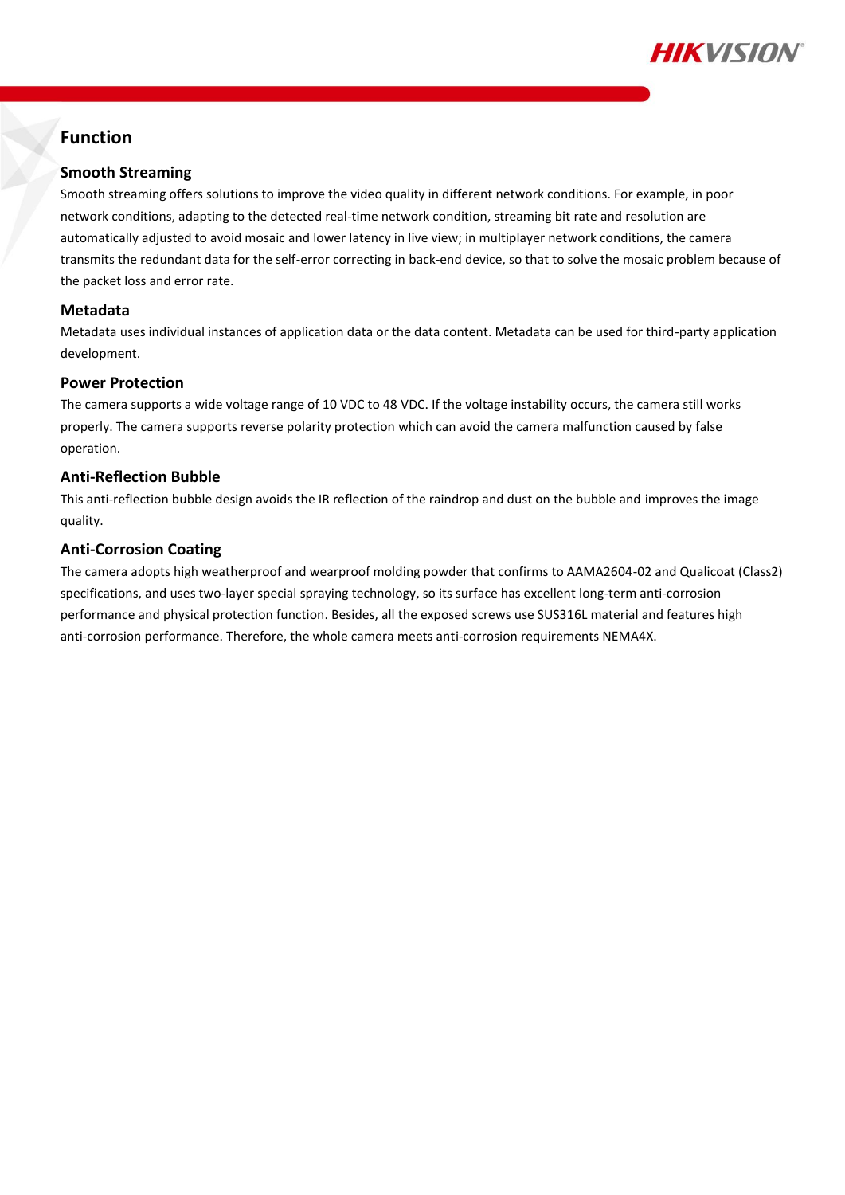## Function

### Smooth Streaming

Smooth streaming offers solutions to improve the video quality in different network conditions. For example, in poor network conditions, adapting to the detected real-time network condition, streaming bit rate and resolution are automatically adjusted to avoid mosaic and lower latency in live view; in multiplayer network conditions, the camera transmits the redundant data for the self-error correcting in back-end device, so that to solve the mosaic problem because of the packet loss and error rate.

### Metadata

Metadata uses individual instances of application data or the data content. Metadata can be used for third-party application development.

### Power Protection

The camera supports a wide voltage range of 10 VDC to 48 VDC. If the voltage instability occurs, the camera still works properly. The camera supports reverse polarity protection which can avoid the camera malfunction caused by false operation.

### Anti-Reflection Bubble

This anti-reflection bubble design avoids the IR reflection of the raindrop and dust on the bubble and improves the image quality.

### Anti-Corrosion Coating

The camera adopts high weatherproof and wearproof molding powder that confirms to AAMA2604-02 and Qualicoat (Class2) specifications, and uses two-layer special spraying technology, so its surface has excellent long-term anti-corrosion performance and physical protection function. Besides, all the exposed screws use SUS316L material and features high anti-corrosion performance. Therefore, the whole camera meets anti-corrosion requirements NEMA4X.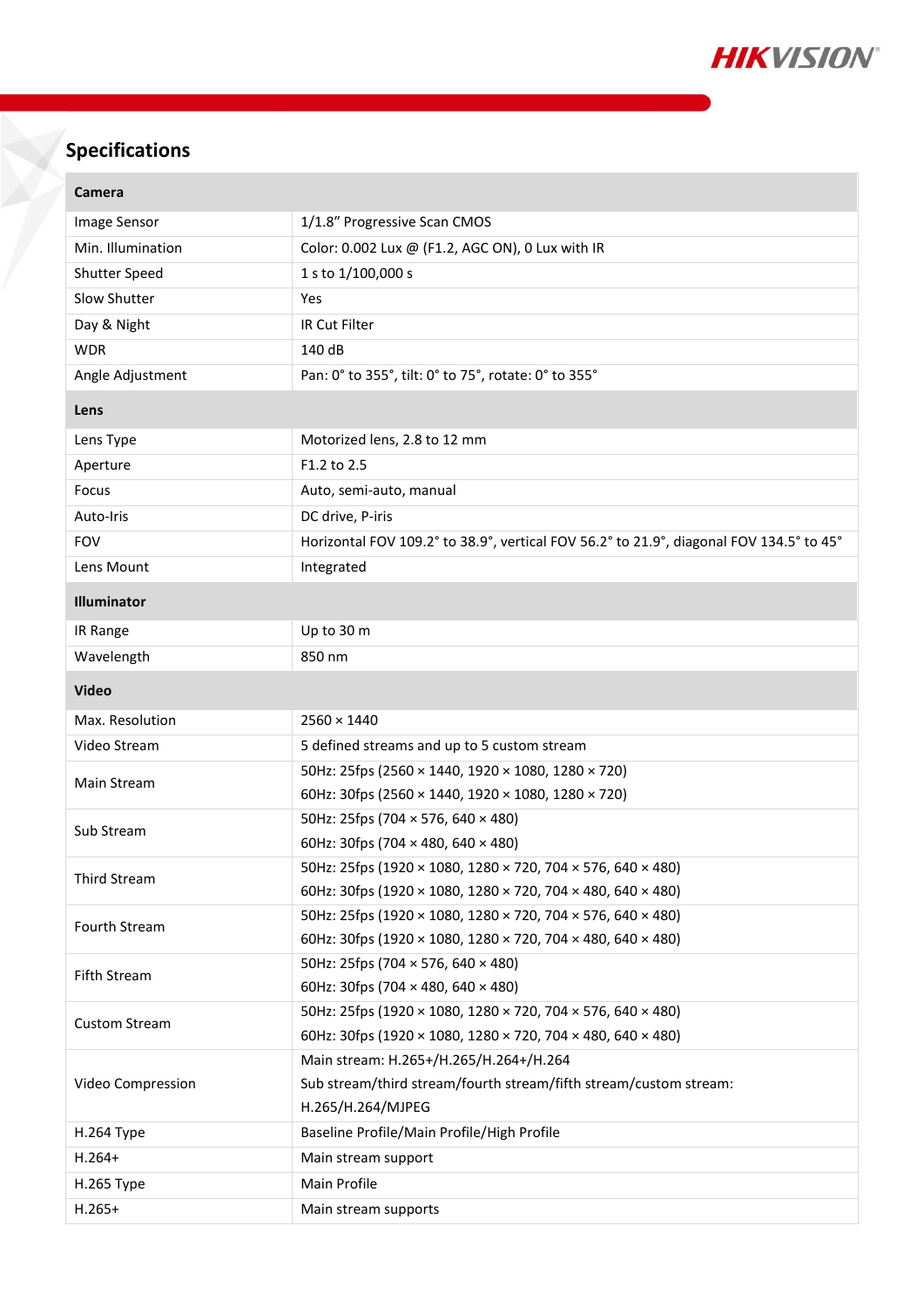## Specifications

| **Camera** | |
|---|---|
| Image Sensor | 1/1.8" Progressive Scan CMOS |
| Min. Illumination | Color: 0.002 Lux @ (F1.2, AGC ON), 0 Lux with IR |
| Shutter Speed | 1 s to 1/100,000 s |
| Slow Shutter | Yes |
| Day & Night | IR Cut Filter |
| WDR | 140 dB |
| Angle Adjustment | Pan: 0° to 355°, tilt: 0° to 75°, rotate: 0° to 355° |
| **Lens** | |
| Lens Type | Motorized lens, 2.8 to 12 mm |
| Aperture | F1.2 to 2.5 |
| Focus | Auto, semi-auto, manual |
| Auto-Iris | DC drive, P-iris |
| FOV | Horizontal FOV 109.2° to 38.9°, vertical FOV 56.2° to 21.9°, diagonal FOV 134.5° to 45° |
| Lens Mount | Integrated |
| **Illuminator** | |
| IR Range | Up to 30 m |
| Wavelength | 850 nm |
| **Video** | |
| Max. Resolution | 2560 × 1440 |
| Video Stream | 5 defined streams and up to 5 custom stream |
| Main Stream | 50Hz: 25fps (2560 × 1440, 1920 × 1080, 1280 × 720)<br>60Hz: 30fps (2560 × 1440, 1920 × 1080, 1280 × 720) |
| Sub Stream | 50Hz: 25fps (704 × 576, 640 × 480)<br>60Hz: 30fps (704 × 480, 640 × 480) |
| Third Stream | 50Hz: 25fps (1920 × 1080, 1280 × 720, 704 × 576, 640 × 480)<br>60Hz: 30fps (1920 × 1080, 1280 × 720, 704 × 480, 640 × 480) |
| Fourth Stream | 50Hz: 25fps (1920 × 1080, 1280 × 720, 704 × 576, 640 × 480)<br>60Hz: 30fps (1920 × 1080, 1280 × 720, 704 × 480, 640 × 480) |
| Fifth Stream | 50Hz: 25fps (704 × 576, 640 × 480)<br>60Hz: 30fps (704 × 480, 640 × 480) |
| Custom Stream | 50Hz: 25fps (1920 × 1080, 1280 × 720, 704 × 576, 640 × 480)<br>60Hz: 30fps (1920 × 1080, 1280 × 720, 704 × 480, 640 × 480) |
| Video Compression | Main stream: H.265+/H.265/H.264+/H.264<br>Sub stream/third stream/fourth stream/fifth stream/custom stream: H.265/H.264/MJPEG |
| H.264 Type | Baseline Profile/Main Profile/High Profile |
| H.264+ | Main stream support |
| H.265 Type | Main Profile |
| H.265+ | Main stream supports |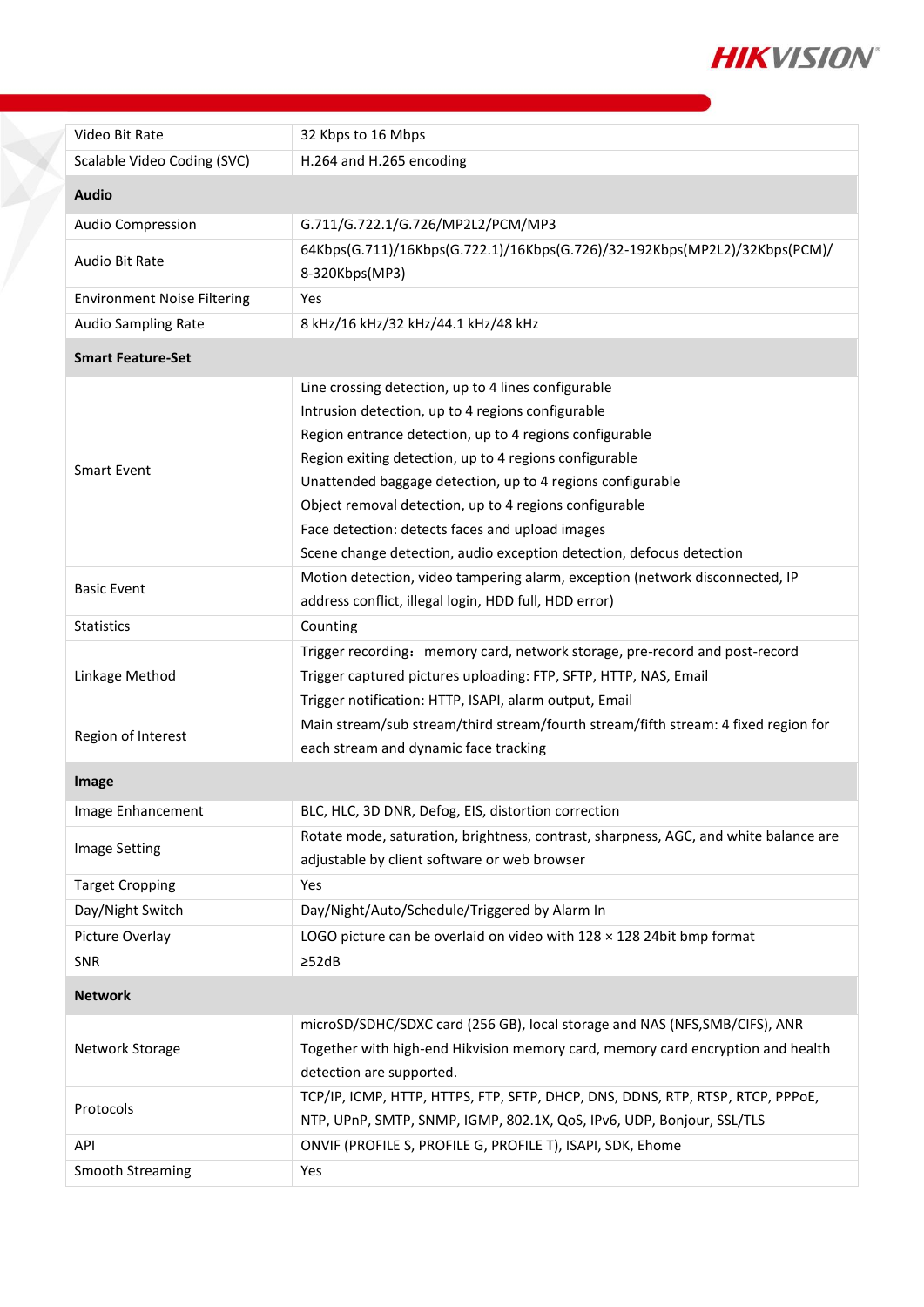| | |
|---|---|
| Video Bit Rate | 32 Kbps to 16 Mbps |
| Scalable Video Coding (SVC) | H.264 and H.265 encoding |
| **Audio** | |
| Audio Compression | G.711/G.722.1/G.726/MP2L2/PCM/MP3 |
| Audio Bit Rate | 64Kbps(G.711)/16Kbps(G.722.1)/16Kbps(G.726)/32-192Kbps(MP2L2)/32Kbps(PCM)/ 8-320Kbps(MP3) |
| Environment Noise Filtering | Yes |
| Audio Sampling Rate | 8 kHz/16 kHz/32 kHz/44.1 kHz/48 kHz |
| **Smart Feature-Set** | |
| Smart Event | Line crossing detection, up to 4 lines configurable<br>Intrusion detection, up to 4 regions configurable<br>Region entrance detection, up to 4 regions configurable<br>Region exiting detection, up to 4 regions configurable<br>Unattended baggage detection, up to 4 regions configurable<br>Object removal detection, up to 4 regions configurable<br>Face detection: detects faces and upload images<br>Scene change detection, audio exception detection, defocus detection |
| Basic Event | Motion detection, video tampering alarm, exception (network disconnected, IP address conflict, illegal login, HDD full, HDD error) |
| Statistics | Counting |
| Linkage Method | Trigger recording： memory card, network storage, pre-record and post-record<br>Trigger captured pictures uploading: FTP, SFTP, HTTP, NAS, Email<br>Trigger notification: HTTP, ISAPI, alarm output, Email |
| Region of Interest | Main stream/sub stream/third stream/fourth stream/fifth stream: 4 fixed region for each stream and dynamic face tracking |
| **Image** | |
| Image Enhancement | BLC, HLC, 3D DNR, Defog, EIS, distortion correction |
| Image Setting | Rotate mode, saturation, brightness, contrast, sharpness, AGC, and white balance are adjustable by client software or web browser |
| Target Cropping | Yes |
| Day/Night Switch | Day/Night/Auto/Schedule/Triggered by Alarm In |
| Picture Overlay | LOGO picture can be overlaid on video with 128 × 128 24bit bmp format |
| SNR | ≥52dB |
| **Network** | |
| Network Storage | microSD/SDHC/SDXC card (256 GB), local storage and NAS (NFS,SMB/CIFS), ANR<br>Together with high-end Hikvision memory card, memory card encryption and health detection are supported. |
| Protocols | TCP/IP, ICMP, HTTP, HTTPS, FTP, SFTP, DHCP, DNS, DDNS, RTP, RTSP, RTCP, PPPoE, NTP, UPnP, SMTP, SNMP, IGMP, 802.1X, QoS, IPv6, UDP, Bonjour, SSL/TLS |
| API | ONVIF (PROFILE S, PROFILE G, PROFILE T), ISAPI, SDK, Ehome |
| Smooth Streaming | Yes |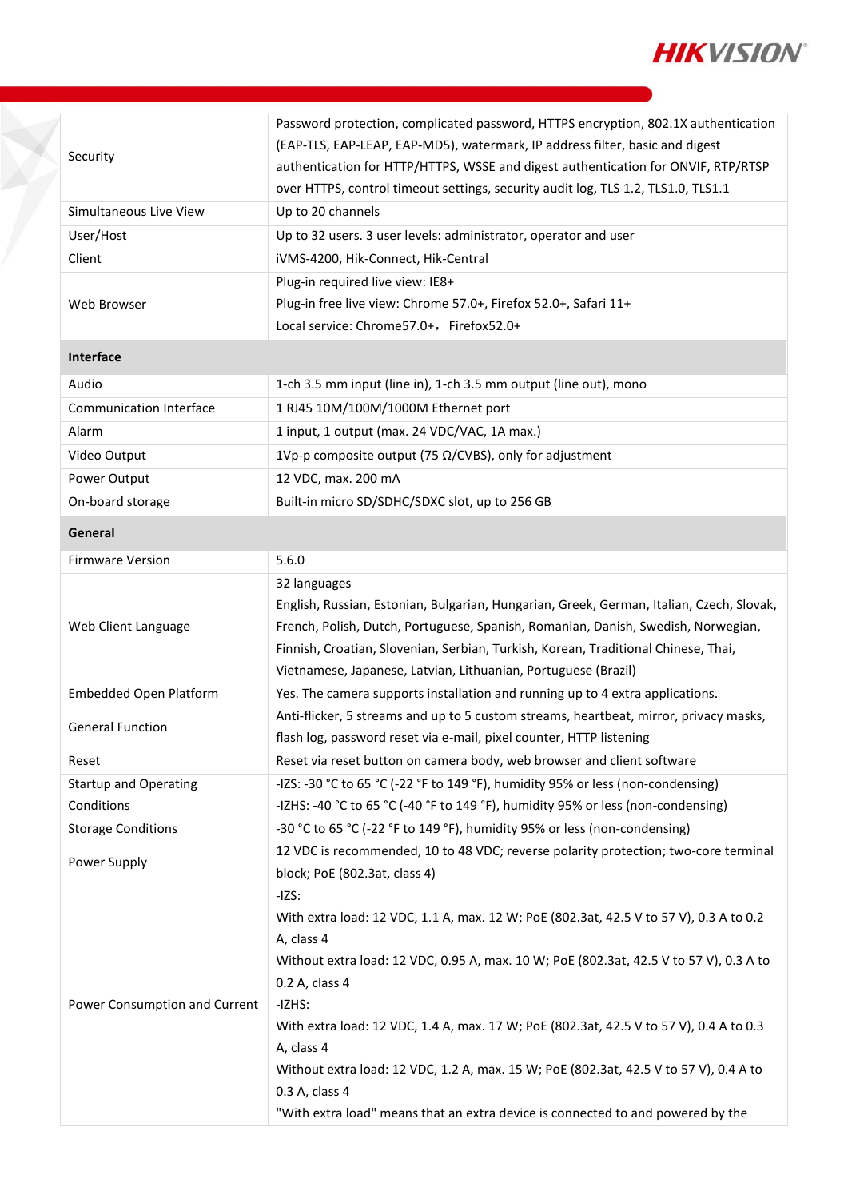| | |
|---|---|
| Security | Password protection, complicated password, HTTPS encryption, 802.1X authentication (EAP-TLS, EAP-LEAP, EAP-MD5), watermark, IP address filter, basic and digest authentication for HTTP/HTTPS, WSSE and digest authentication for ONVIF, RTP/RTSP over HTTPS, control timeout settings, security audit log, TLS 1.2, TLS1.0, TLS1.1 |
| Simultaneous Live View | Up to 20 channels |
| User/Host | Up to 32 users. 3 user levels: administrator, operator and user |
| Client | iVMS-4200, Hik-Connect, Hik-Central |
| Web Browser | Plug-in required live view: IE8+<br>Plug-in free live view: Chrome 57.0+, Firefox 52.0+, Safari 11+<br>Local service: Chrome57.0+，Firefox52.0+ |
| **Interface** | |
| Audio | 1-ch 3.5 mm input (line in), 1-ch 3.5 mm output (line out), mono |
| Communication Interface | 1 RJ45 10M/100M/1000M Ethernet port |
| Alarm | 1 input, 1 output (max. 24 VDC/VAC, 1A max.) |
| Video Output | 1Vp-p composite output (75 Ω/CVBS), only for adjustment |
| Power Output | 12 VDC, max. 200 mA |
| On-board storage | Built-in micro SD/SDHC/SDXC slot, up to 256 GB |
| **General** | |
| Firmware Version | 5.6.0 |
| Web Client Language | 32 languages<br>English, Russian, Estonian, Bulgarian, Hungarian, Greek, German, Italian, Czech, Slovak, French, Polish, Dutch, Portuguese, Spanish, Romanian, Danish, Swedish, Norwegian, Finnish, Croatian, Slovenian, Serbian, Turkish, Korean, Traditional Chinese, Thai, Vietnamese, Japanese, Latvian, Lithuanian, Portuguese (Brazil) |
| Embedded Open Platform | Yes. The camera supports installation and running up to 4 extra applications. |
| General Function | Anti-flicker, 5 streams and up to 5 custom streams, heartbeat, mirror, privacy masks, flash log, password reset via e-mail, pixel counter, HTTP listening |
| Reset | Reset via reset button on camera body, web browser and client software |
| Startup and Operating Conditions | -IZS: -30 °C to 65 °C (-22 °F to 149 °F), humidity 95% or less (non-condensing)<br>-IZHS: -40 °C to 65 °C (-40 °F to 149 °F), humidity 95% or less (non-condensing) |
| Storage Conditions | -30 °C to 65 °C (-22 °F to 149 °F), humidity 95% or less (non-condensing) |
| Power Supply | 12 VDC is recommended, 10 to 48 VDC; reverse polarity protection; two-core terminal block; PoE (802.3at, class 4) |
| Power Consumption and Current | -IZS:<br>With extra load: 12 VDC, 1.1 A, max. 12 W; PoE (802.3at, 42.5 V to 57 V), 0.3 A to 0.2 A, class 4<br>Without extra load: 12 VDC, 0.95 A, max. 10 W; PoE (802.3at, 42.5 V to 57 V), 0.3 A to 0.2 A, class 4<br>-IZHS:<br>With extra load: 12 VDC, 1.4 A, max. 17 W; PoE (802.3at, 42.5 V to 57 V), 0.4 A to 0.3 A, class 4<br>Without extra load: 12 VDC, 1.2 A, max. 15 W; PoE (802.3at, 42.5 V to 57 V), 0.4 A to 0.3 A, class 4<br>"With extra load" means that an extra device is connected to and powered by the |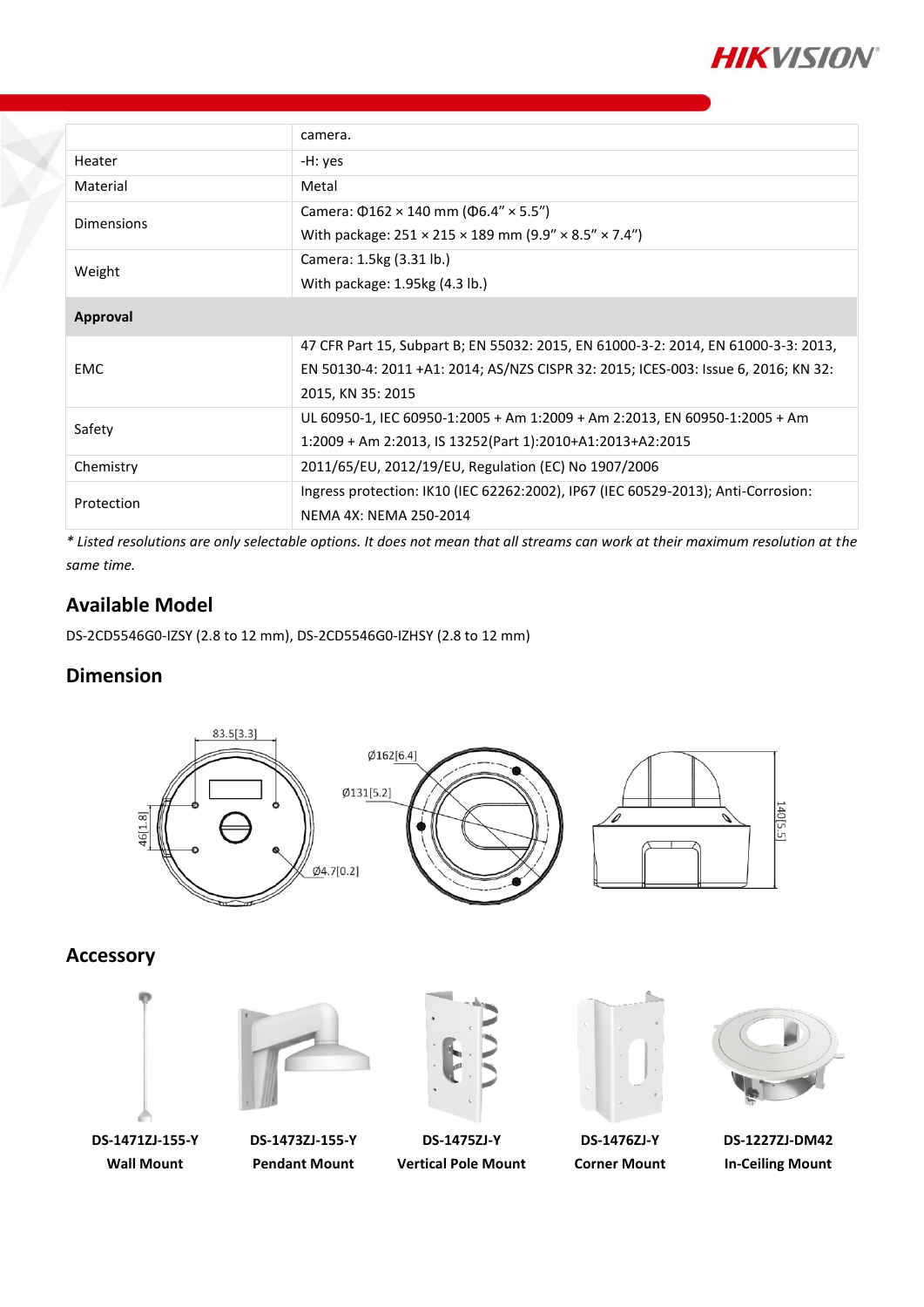| | |
|---|---|
| | camera. |
| Heater | -H: yes |
| Material | Metal |
| Dimensions | Camera: Φ162 × 140 mm (Φ6.4″ × 5.5″)<br>With package: 251 × 215 × 189 mm (9.9″ × 8.5″ × 7.4″) |
| Weight | Camera: 1.5kg (3.31 lb.)<br>With package: 1.95kg (4.3 lb.) |
| **Approval** | |
| EMC | 47 CFR Part 15, Subpart B; EN 55032: 2015, EN 61000-3-2: 2014, EN 61000-3-3: 2013, EN 50130-4: 2011 +A1: 2014; AS/NZS CISPR 32: 2015; ICES-003: Issue 6, 2016; KN 32: 2015, KN 35: 2015 |
| Safety | UL 60950-1, IEC 60950-1:2005 + Am 1:2009 + Am 2:2013, EN 60950-1:2005 + Am 1:2009 + Am 2:2013, IS 13252(Part 1):2010+A1:2013+A2:2015 |
| Chemistry | 2011/65/EU, 2012/19/EU, Regulation (EC) No 1907/2006 |
| Protection | Ingress protection: IK10 (IEC 62262:2002), IP67 (IEC 60529-2013); Anti-Corrosion: NEMA 4X: NEMA 250-2014 |

*\* Listed resolutions are only selectable options. It does not mean that all streams can work at their maximum resolution at the same time.*

## Available Model

DS-2CD5546G0-IZSY (2.8 to 12 mm), DS-2CD5546G0-IZHSY (2.8 to 12 mm)

## Dimension

83.5[3.3]

46[1.8]

Ø162[6.4]

Ø131[5.2]

Ø4.7[0.2]

140[5.5]

## Accessory

| | | | | |
|---|---|---|---|---|
| **DS-1471ZJ-155-Y**<br>**Wall Mount** | **DS-1473ZJ-155-Y**<br>**Pendant Mount** | **DS-1475ZJ-Y**<br>**Vertical Pole Mount** | **DS-1476ZJ-Y**<br>**Corner Mount** | **DS-1227ZJ-DM42**<br>**In-Ceiling Mount** |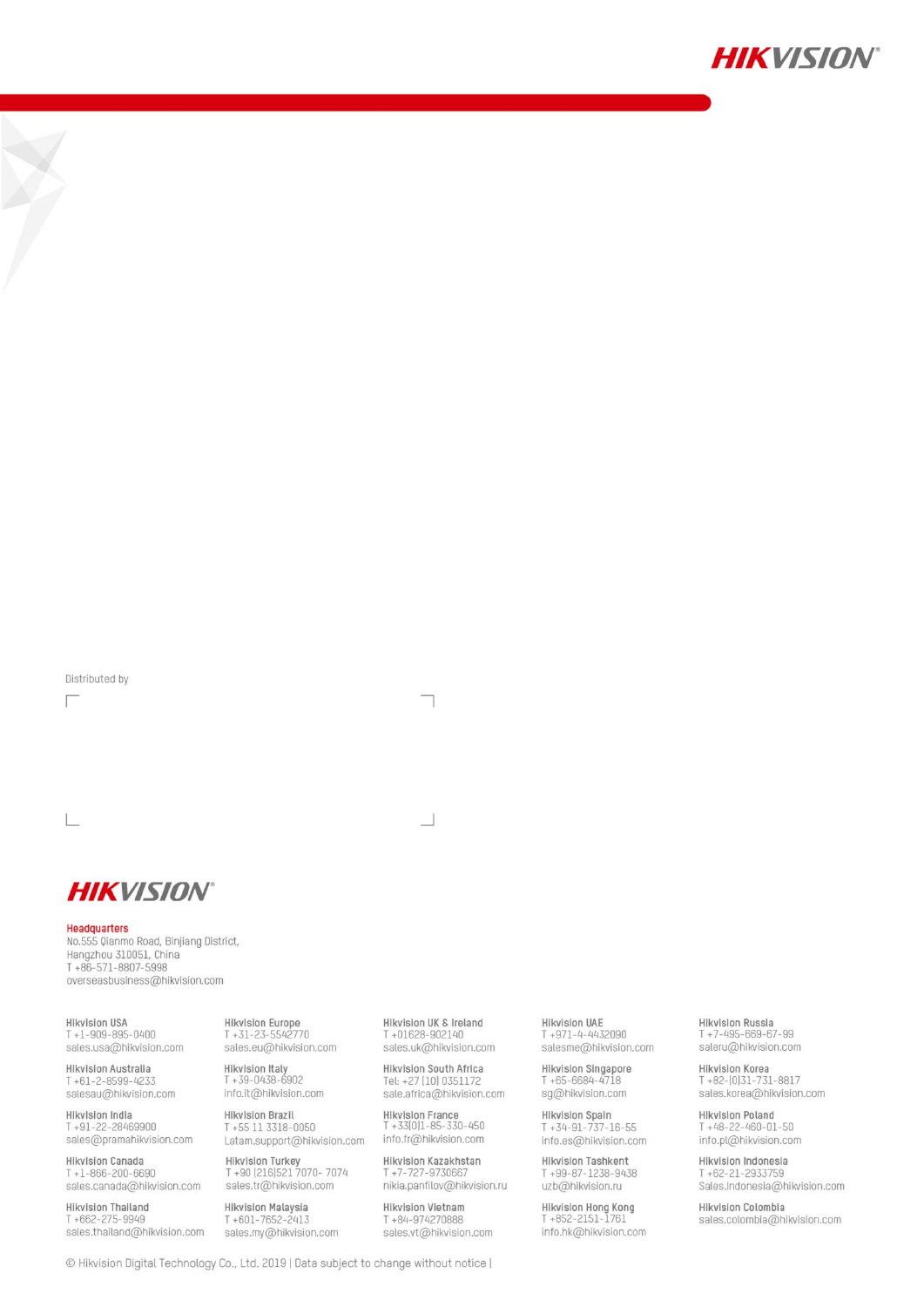Distributed by

HIKVISION

**Headquarters**
No.555 Qianmo Road, Binjiang District,
Hangzhou 310051, China
T +86-571-8807-5998
overseasbusiness@hikvision.com

**Hikvision USA**
T +1-909-895-0400
sales.usa@hikvision.com

**Hikvision Australia**
T +61-2-8599-4233
salesau@hikvision.com

**Hikvision India**
T +91-22-28469900
sales@pramahikvision.com

**Hikvision Canada**
T +1-866-200-6690
sales.canada@hikvision.com

**Hikvision Thailand**
T +662-275-9949
sales.thailand@hikvision.com

**Hikvision Europe**
T +31-23-5542770
sales.eu@hikvision.com

**Hikvision Italy**
T +39-0438-6902
info.it@hikvision.com

**Hikvision Brazil**
T +55 11 3318-0050
Latam.support@hikvision.com

**Hikvision Turkey**
T +90 (216)521 7070- 7074
sales.tr@hikvision.com

**Hikvision Malaysia**
T +601-7652-2413
sales.my@hikvision.com

**Hikvision UK & Ireland**
T +01628-902140
sales.uk@hikvision.com

**Hikvision South Africa**
Tel: +27 (10) 0351172
sale.africa@hikvision.com

**Hikvision France**
T +33(0)1-85-330-450
info.fr@hikvision.com

**Hikvision Kazakhstan**
T +7-727-9730667
nikia.panfilov@hikvision.ru

**Hikvision Vietnam**
T +84-974270888
sales.vt@hikvision.com

**Hikvision UAE**
T +971-4-4432090
salesme@hikvision.com

**Hikvision Singapore**
T +65-6684-4718
sg@hikvision.com

**Hikvision Spain**
T +34-91-737-16-55
info.es@hikvision.com

**Hikvision Tashkent**
T +99-87-1238-9438
uzb@hikvision.ru

**Hikvision Hong Kong**
T +852-2151-1761
info.hk@hikvision.com

**Hikvision Russia**
T +7-495-669-67-99
saleru@hikvision.com

**Hikvision Korea**
T +82-(0)31-731-8817
sales.korea@hikvision.com

**Hikvision Poland**
T +48-22-460-01-50
info.pl@hikvision.com

**Hikvision Indonesia**
T +62-21-2933759
Sales.Indonesia@hikvision.com

**Hikvision Colombia**
sales.colombia@hikvision.com

© Hikvision Digital Technology Co., Ltd. 2019 | Data subject to change without notice |